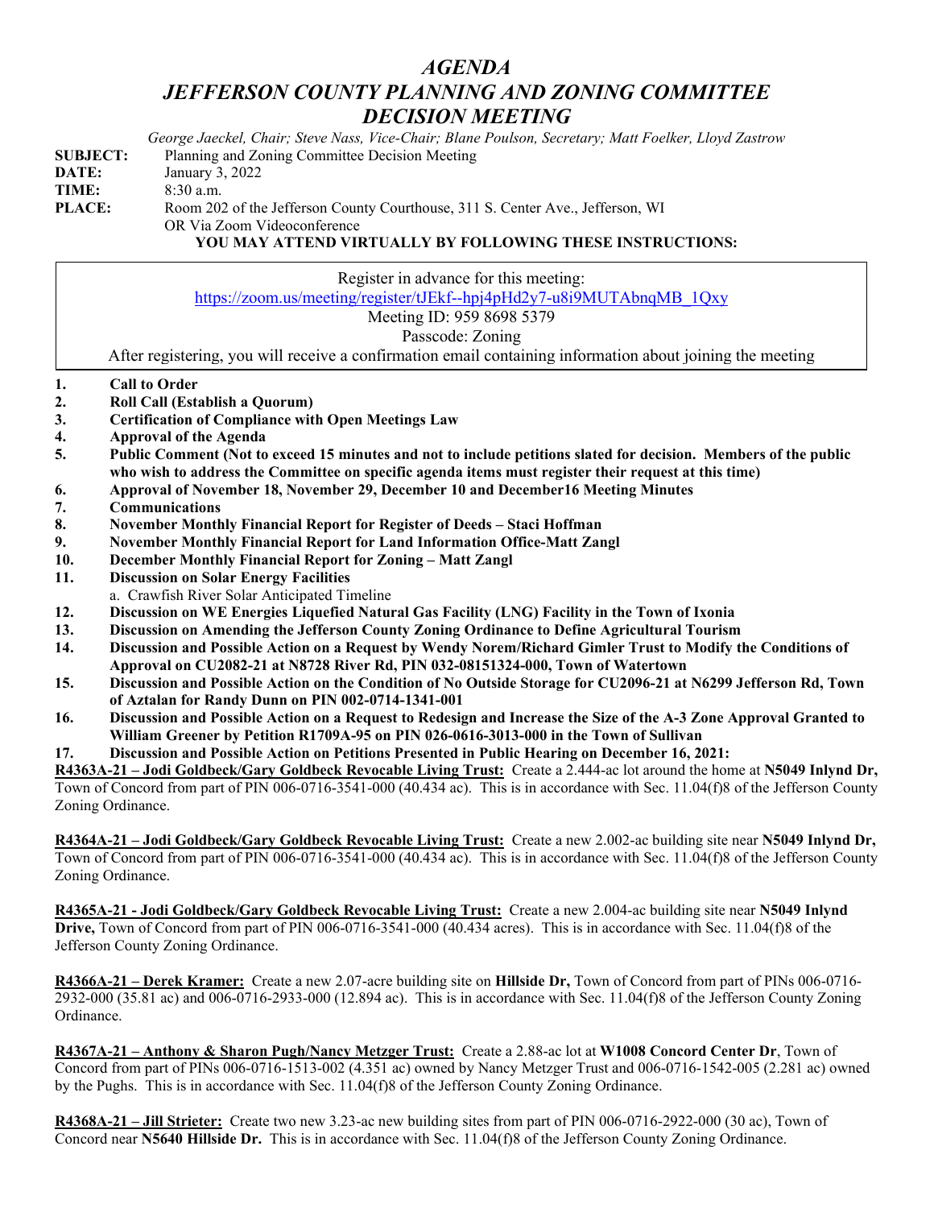# *AGENDA*
# *JEFFERSON COUNTY PLANNING AND ZONING COMMITTEE*
# *DECISION MEETING*

*George Jaeckel, Chair; Steve Nass, Vice-Chair; Blane Poulson, Secretary; Matt Foelker, Lloyd Zastrow*

**SUBJECT:** Planning and Zoning Committee Decision Meeting
**DATE:** January 3, 2022
**TIME:** 8:30 a.m.
**PLACE:** Room 202 of the Jefferson County Courthouse, 311 S. Center Ave., Jefferson, WI
OR Via Zoom Videoconference

**YOU MAY ATTEND VIRTUALLY BY FOLLOWING THESE INSTRUCTIONS:**

Register in advance for this meeting:
https://zoom.us/meeting/register/tJEkf--hpj4pHd2y7-u8i9MUTAbnqMB_1Qxy
Meeting ID: 959 8698 5379
Passcode: Zoning
After registering, you will receive a confirmation email containing information about joining the meeting

1. **Call to Order**
2. **Roll Call (Establish a Quorum)**
3. **Certification of Compliance with Open Meetings Law**
4. **Approval of the Agenda**
5. **Public Comment (Not to exceed 15 minutes and not to include petitions slated for decision. Members of the public who wish to address the Committee on specific agenda items must register their request at this time)**
6. **Approval of November 18, November 29, December 10 and December16 Meeting Minutes**
7. **Communications**
8. **November Monthly Financial Report for Register of Deeds – Staci Hoffman**
9. **November Monthly Financial Report for Land Information Office-Matt Zangl**
10. **December Monthly Financial Report for Zoning – Matt Zangl**
11. **Discussion on Solar Energy Facilities**
    a. Crawfish River Solar Anticipated Timeline
12. **Discussion on WE Energies Liquefied Natural Gas Facility (LNG) Facility in the Town of Ixonia**
13. **Discussion on Amending the Jefferson County Zoning Ordinance to Define Agricultural Tourism**
14. **Discussion and Possible Action on a Request by Wendy Norem/Richard Gimler Trust to Modify the Conditions of Approval on CU2082-21 at N8728 River Rd, PIN 032-08151324-000, Town of Watertown**
15. **Discussion and Possible Action on the Condition of No Outside Storage for CU2096-21 at N6299 Jefferson Rd, Town of Aztalan for Randy Dunn on PIN 002-0714-1341-001**
16. **Discussion and Possible Action on a Request to Redesign and Increase the Size of the A-3 Zone Approval Granted to William Greener by Petition R1709A-95 on PIN 026-0616-3013-000 in the Town of Sullivan**
17. **Discussion and Possible Action on Petitions Presented in Public Hearing on December 16, 2021:**

**R4363A-21 – Jodi Goldbeck/Gary Goldbeck Revocable Living Trust:** Create a 2.444-ac lot around the home at **N5049 Inlynd Dr,** Town of Concord from part of PIN 006-0716-3541-000 (40.434 ac). This is in accordance with Sec. 11.04(f)8 of the Jefferson County Zoning Ordinance.

**R4364A-21 – Jodi Goldbeck/Gary Goldbeck Revocable Living Trust:** Create a new 2.002-ac building site near **N5049 Inlynd Dr,** Town of Concord from part of PIN 006-0716-3541-000 (40.434 ac). This is in accordance with Sec. 11.04(f)8 of the Jefferson County Zoning Ordinance.

**R4365A-21 - Jodi Goldbeck/Gary Goldbeck Revocable Living Trust:** Create a new 2.004-ac building site near **N5049 Inlynd Drive,** Town of Concord from part of PIN 006-0716-3541-000 (40.434 acres). This is in accordance with Sec. 11.04(f)8 of the Jefferson County Zoning Ordinance.

**R4366A-21 – Derek Kramer:** Create a new 2.07-acre building site on **Hillside Dr,** Town of Concord from part of PINs 006-0716-2932-000 (35.81 ac) and 006-0716-2933-000 (12.894 ac). This is in accordance with Sec. 11.04(f)8 of the Jefferson County Zoning Ordinance.

**R4367A-21 – Anthony & Sharon Pugh/Nancy Metzger Trust:** Create a 2.88-ac lot at **W1008 Concord Center Dr**, Town of Concord from part of PINs 006-0716-1513-002 (4.351 ac) owned by Nancy Metzger Trust and 006-0716-1542-005 (2.281 ac) owned by the Pughs. This is in accordance with Sec. 11.04(f)8 of the Jefferson County Zoning Ordinance.

**R4368A-21 – Jill Strieter:** Create two new 3.23-ac new building sites from part of PIN 006-0716-2922-000 (30 ac), Town of Concord near **N5640 Hillside Dr.** This is in accordance with Sec. 11.04(f)8 of the Jefferson County Zoning Ordinance.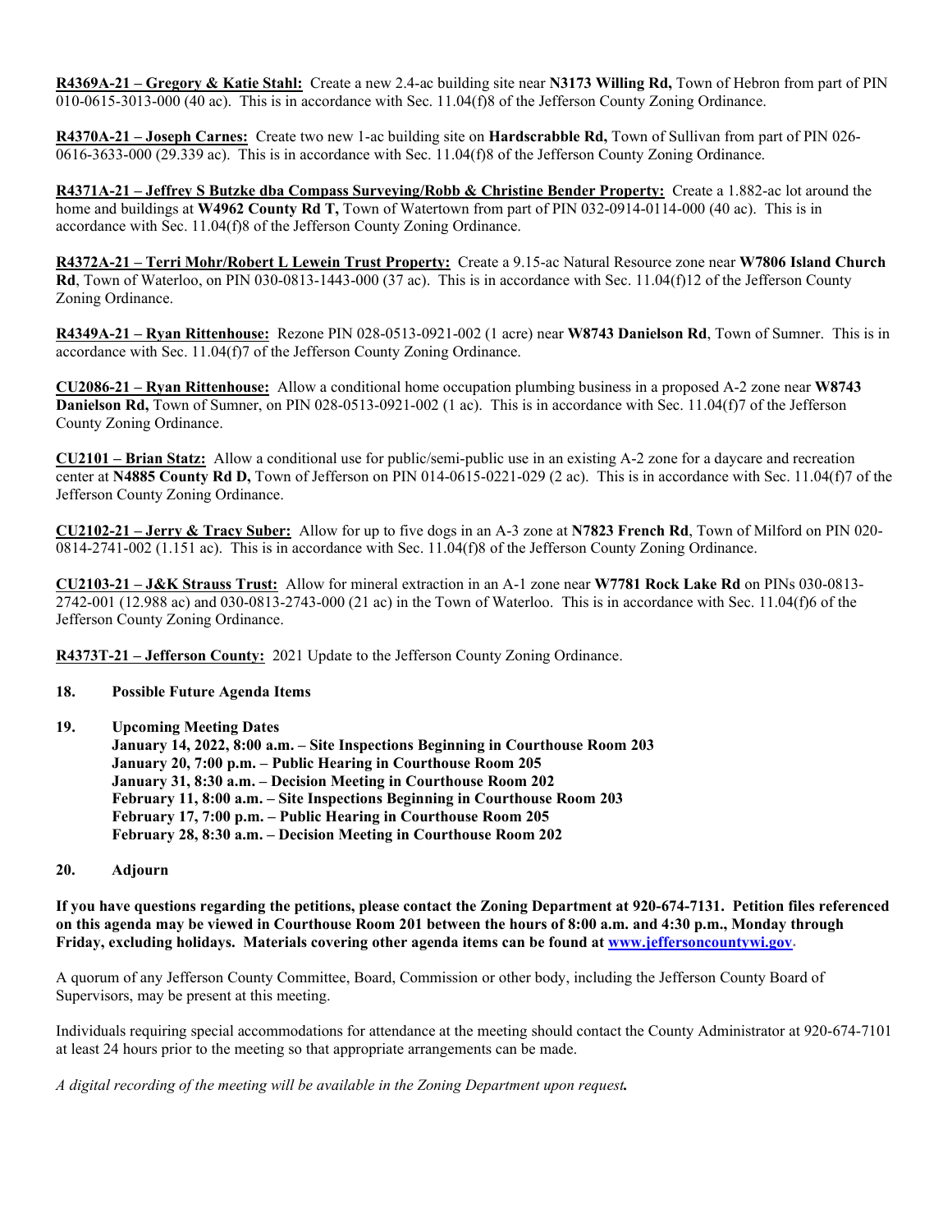**R4369A-21 – Gregory & Katie Stahl:** Create a new 2.4-ac building site near **N3173 Willing Rd,** Town of Hebron from part of PIN 010-0615-3013-000 (40 ac). This is in accordance with Sec. 11.04(f)8 of the Jefferson County Zoning Ordinance.

**R4370A-21 – Joseph Carnes:** Create two new 1-ac building site on **Hardscrabble Rd,** Town of Sullivan from part of PIN 026-0616-3633-000 (29.339 ac). This is in accordance with Sec. 11.04(f)8 of the Jefferson County Zoning Ordinance.

**R4371A-21 – Jeffrey S Butzke dba Compass Surveying/Robb & Christine Bender Property:** Create a 1.882-ac lot around the home and buildings at **W4962 County Rd T,** Town of Watertown from part of PIN 032-0914-0114-000 (40 ac). This is in accordance with Sec. 11.04(f)8 of the Jefferson County Zoning Ordinance.

**R4372A-21 – Terri Mohr/Robert L Lewein Trust Property:** Create a 9.15-ac Natural Resource zone near **W7806 Island Church Rd**, Town of Waterloo, on PIN 030-0813-1443-000 (37 ac). This is in accordance with Sec. 11.04(f)12 of the Jefferson County Zoning Ordinance.

**R4349A-21 – Ryan Rittenhouse:** Rezone PIN 028-0513-0921-002 (1 acre) near **W8743 Danielson Rd**, Town of Sumner. This is in accordance with Sec. 11.04(f)7 of the Jefferson County Zoning Ordinance.

**CU2086-21 – Ryan Rittenhouse:** Allow a conditional home occupation plumbing business in a proposed A-2 zone near **W8743 Danielson Rd,** Town of Sumner, on PIN 028-0513-0921-002 (1 ac). This is in accordance with Sec. 11.04(f)7 of the Jefferson County Zoning Ordinance.

**CU2101 – Brian Statz:** Allow a conditional use for public/semi-public use in an existing A-2 zone for a daycare and recreation center at **N4885 County Rd D,** Town of Jefferson on PIN 014-0615-0221-029 (2 ac). This is in accordance with Sec. 11.04(f)7 of the Jefferson County Zoning Ordinance.

**CU2102-21 – Jerry & Tracy Suber:** Allow for up to five dogs in an A-3 zone at **N7823 French Rd**, Town of Milford on PIN 020-0814-2741-002 (1.151 ac). This is in accordance with Sec. 11.04(f)8 of the Jefferson County Zoning Ordinance.

**CU2103-21 – J&K Strauss Trust:** Allow for mineral extraction in an A-1 zone near **W7781 Rock Lake Rd** on PINs 030-0813-2742-001 (12.988 ac) and 030-0813-2743-000 (21 ac) in the Town of Waterloo. This is in accordance with Sec. 11.04(f)6 of the Jefferson County Zoning Ordinance.

**R4373T-21 – Jefferson County:** 2021 Update to the Jefferson County Zoning Ordinance.

**18. Possible Future Agenda Items**

**19. Upcoming Meeting Dates**

**January 14, 2022, 8:00 a.m. – Site Inspections Beginning in Courthouse Room 203**
**January 20, 7:00 p.m. – Public Hearing in Courthouse Room 205**
**January 31, 8:30 a.m. – Decision Meeting in Courthouse Room 202**
**February 11, 8:00 a.m. – Site Inspections Beginning in Courthouse Room 203**
**February 17, 7:00 p.m. – Public Hearing in Courthouse Room 205**
**February 28, 8:30 a.m. – Decision Meeting in Courthouse Room 202**

**20. Adjourn**

**If you have questions regarding the petitions, please contact the Zoning Department at 920-674-7131. Petition files referenced on this agenda may be viewed in Courthouse Room 201 between the hours of 8:00 a.m. and 4:30 p.m., Monday through Friday, excluding holidays. Materials covering other agenda items can be found at www.jeffersoncountywi.gov.**

A quorum of any Jefferson County Committee, Board, Commission or other body, including the Jefferson County Board of Supervisors, may be present at this meeting.

Individuals requiring special accommodations for attendance at the meeting should contact the County Administrator at 920-674-7101 at least 24 hours prior to the meeting so that appropriate arrangements can be made.

*A digital recording of the meeting will be available in the Zoning Department upon request.*